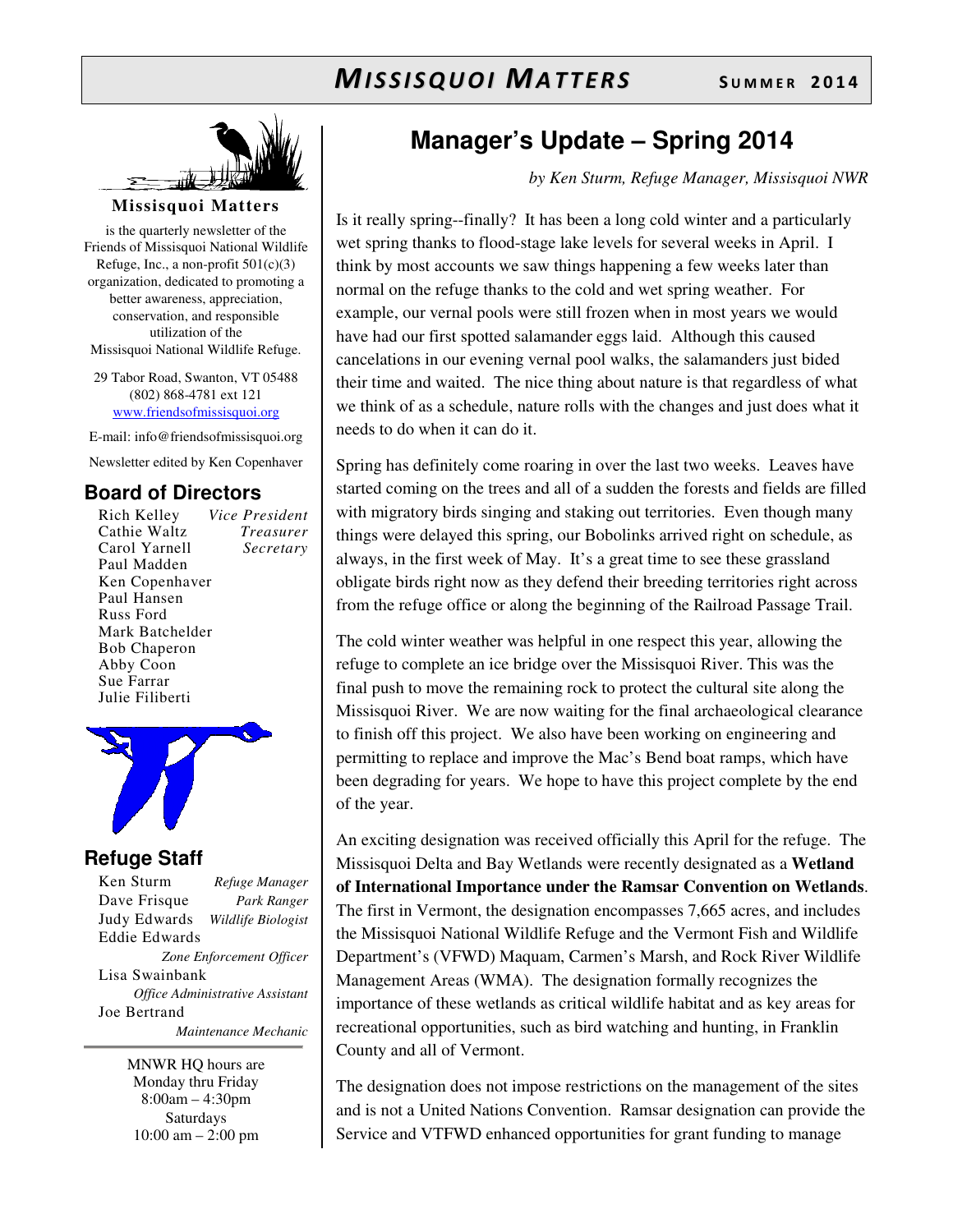# MISSISQUOI MATTERS — SUMMER 2014

**Missisquoi Matters**

is the quarterly newsletter of the Friends of Missisquoi National Wildlife Refuge, Inc., a non-profit 501(c)(3) organization, dedicated to promoting a better awareness, appreciation, conservation, and responsible utilization of the Missisquoi National Wildlife Refuge.

29 Tabor Road, Swanton, VT 05488
(802) 868-4781 ext 121
www.friendsofmissisquoi.org

E-mail: info@friendsofmissisquoi.org

Newsletter edited by Ken Copenhaver

## Board of Directors

Rich Kelley — *Vice President*
Cathie Waltz — *Treasurer*
Carol Yarnell — *Secretary*
Paul Madden
Ken Copenhaver
Paul Hansen
Russ Ford
Mark Batchelder
Bob Chaperon
Abby Coon
Sue Farrar
Julie Filiberti

## Refuge Staff

Ken Sturm — *Refuge Manager*
Dave Frisque — *Park Ranger*
Judy Edwards — *Wildlife Biologist*
Eddie Edwards — *Zone Enforcement Officer*
Lisa Swainbank — *Office Administrative Assistant*
Joe Bertrand — *Maintenance Mechanic*

MNWR HQ hours are
Monday thru Friday
8:00am – 4:30pm
Saturdays
10:00 am – 2:00 pm

# Manager's Update – Spring 2014

*by Ken Sturm, Refuge Manager, Missisquoi NWR*

Is it really spring--finally? It has been a long cold winter and a particularly wet spring thanks to flood-stage lake levels for several weeks in April. I think by most accounts we saw things happening a few weeks later than normal on the refuge thanks to the cold and wet spring weather. For example, our vernal pools were still frozen when in most years we would have had our first spotted salamander eggs laid. Although this caused cancelations in our evening vernal pool walks, the salamanders just bided their time and waited. The nice thing about nature is that regardless of what we think of as a schedule, nature rolls with the changes and just does what it needs to do when it can do it.

Spring has definitely come roaring in over the last two weeks. Leaves have started coming on the trees and all of a sudden the forests and fields are filled with migratory birds singing and staking out territories. Even though many things were delayed this spring, our Bobolinks arrived right on schedule, as always, in the first week of May. It's a great time to see these grassland obligate birds right now as they defend their breeding territories right across from the refuge office or along the beginning of the Railroad Passage Trail.

The cold winter weather was helpful in one respect this year, allowing the refuge to complete an ice bridge over the Missisquoi River. This was the final push to move the remaining rock to protect the cultural site along the Missisquoi River. We are now waiting for the final archaeological clearance to finish off this project. We also have been working on engineering and permitting to replace and improve the Mac's Bend boat ramps, which have been degrading for years. We hope to have this project complete by the end of the year.

An exciting designation was received officially this April for the refuge. The Missisquoi Delta and Bay Wetlands were recently designated as a **Wetland of International Importance under the Ramsar Convention on Wetlands**. The first in Vermont, the designation encompasses 7,665 acres, and includes the Missisquoi National Wildlife Refuge and the Vermont Fish and Wildlife Department's (VFWD) Maquam, Carmen's Marsh, and Rock River Wildlife Management Areas (WMA). The designation formally recognizes the importance of these wetlands as critical wildlife habitat and as key areas for recreational opportunities, such as bird watching and hunting, in Franklin County and all of Vermont.

The designation does not impose restrictions on the management of the sites and is not a United Nations Convention. Ramsar designation can provide the Service and VTFWD enhanced opportunities for grant funding to manage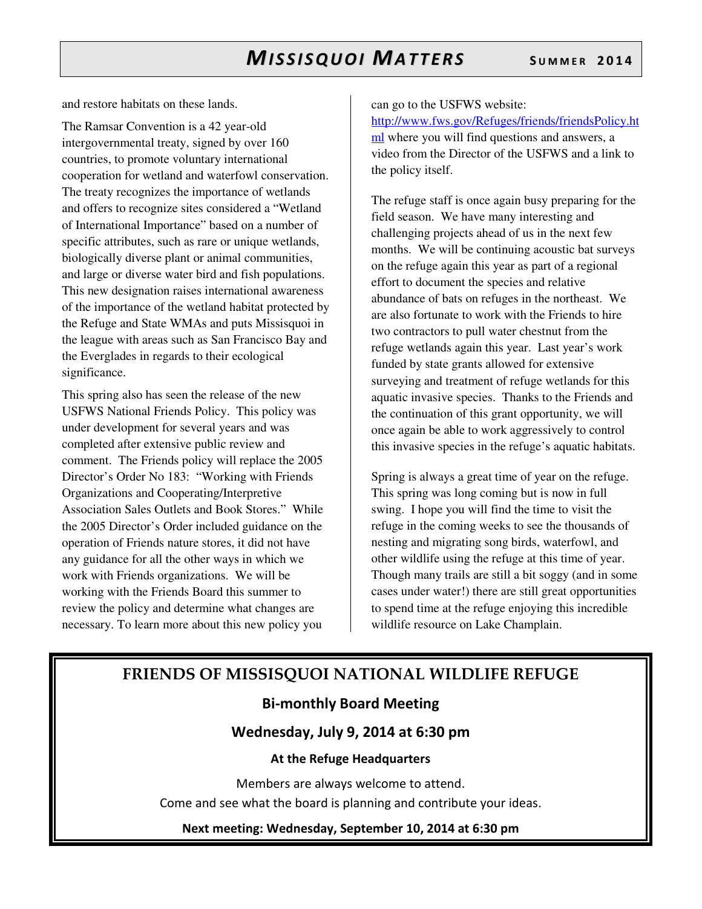and restore habitats on these lands.

The Ramsar Convention is a 42 year-old intergovernmental treaty, signed by over 160 countries, to promote voluntary international cooperation for wetland and waterfowl conservation. The treaty recognizes the importance of wetlands and offers to recognize sites considered a "Wetland of International Importance" based on a number of specific attributes, such as rare or unique wetlands, biologically diverse plant or animal communities, and large or diverse water bird and fish populations. This new designation raises international awareness of the importance of the wetland habitat protected by the Refuge and State WMAs and puts Missisquoi in the league with areas such as San Francisco Bay and the Everglades in regards to their ecological significance.

This spring also has seen the release of the new USFWS National Friends Policy. This policy was under development for several years and was completed after extensive public review and comment. The Friends policy will replace the 2005 Director's Order No 183: "Working with Friends Organizations and Cooperating/Interpretive Association Sales Outlets and Book Stores." While the 2005 Director's Order included guidance on the operation of Friends nature stores, it did not have any guidance for all the other ways in which we work with Friends organizations. We will be working with the Friends Board this summer to review the policy and determine what changes are necessary. To learn more about this new policy you can go to the USFWS website: [http://www.fws.gov/Refuges/friends/friendsPolicy.html](http://www.fws.gov/Refuges/friends/friendsPolicy.html) where you will find questions and answers, a video from the Director of the USFWS and a link to the policy itself.

The refuge staff is once again busy preparing for the field season. We have many interesting and challenging projects ahead of us in the next few months. We will be continuing acoustic bat surveys on the refuge again this year as part of a regional effort to document the species and relative abundance of bats on refuges in the northeast. We are also fortunate to work with the Friends to hire two contractors to pull water chestnut from the refuge wetlands again this year. Last year's work funded by state grants allowed for extensive surveying and treatment of refuge wetlands for this aquatic invasive species. Thanks to the Friends and the continuation of this grant opportunity, we will once again be able to work aggressively to control this invasive species in the refuge's aquatic habitats.

Spring is always a great time of year on the refuge. This spring was long coming but is now in full swing. I hope you will find the time to visit the refuge in the coming weeks to see the thousands of nesting and migrating song birds, waterfowl, and other wildlife using the refuge at this time of year. Though many trails are still a bit soggy (and in some cases under water!) there are still great opportunities to spend time at the refuge enjoying this incredible wildlife resource on Lake Champlain.

## FRIENDS OF MISSISQUOI NATIONAL WILDLIFE REFUGE

### Bi-monthly Board Meeting

### Wednesday, July 9, 2014 at 6:30 pm

**At the Refuge Headquarters**

Members are always welcome to attend.
Come and see what the board is planning and contribute your ideas.

**Next meeting: Wednesday, September 10, 2014 at 6:30 pm**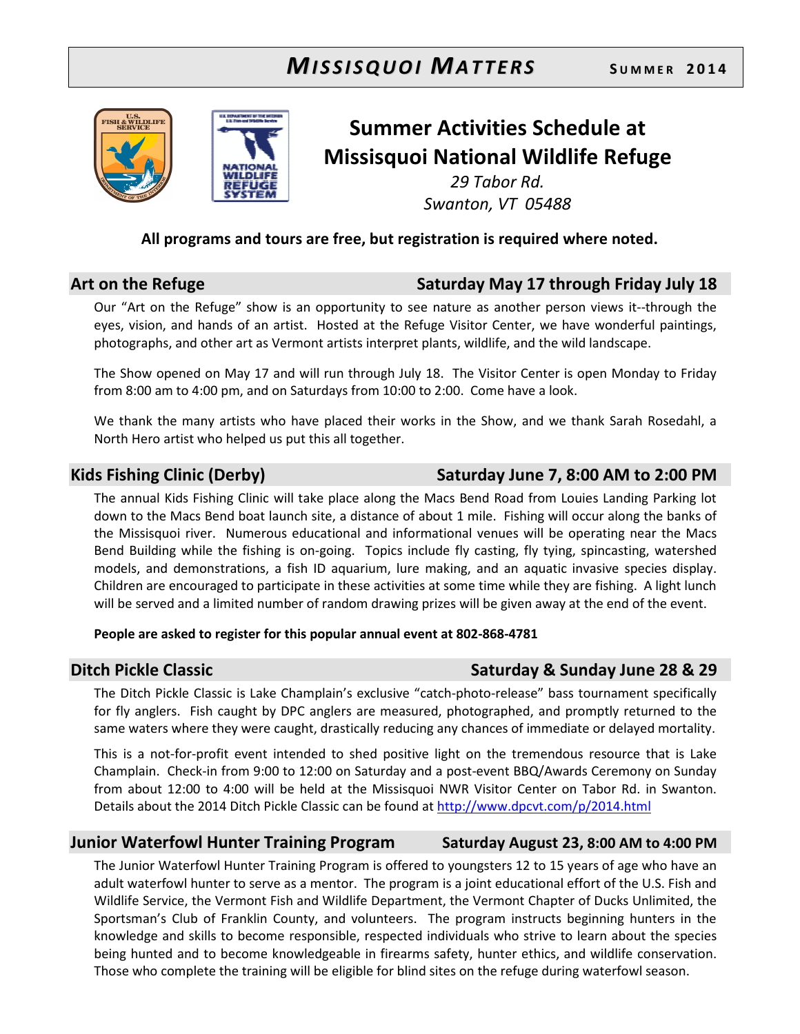# Summer Activities Schedule at Missisquoi National Wildlife Refuge

*29 Tabor Rd.*
*Swanton, VT 05488*

**All programs and tours are free, but registration is required where noted.**

## Art on the Refuge — Saturday May 17 through Friday July 18

Our "Art on the Refuge" show is an opportunity to see nature as another person views it--through the eyes, vision, and hands of an artist. Hosted at the Refuge Visitor Center, we have wonderful paintings, photographs, and other art as Vermont artists interpret plants, wildlife, and the wild landscape.

The Show opened on May 17 and will run through July 18. The Visitor Center is open Monday to Friday from 8:00 am to 4:00 pm, and on Saturdays from 10:00 to 2:00. Come have a look.

We thank the many artists who have placed their works in the Show, and we thank Sarah Rosedahl, a North Hero artist who helped us put this all together.

## Kids Fishing Clinic (Derby) — Saturday June 7, 8:00 AM to 2:00 PM

The annual Kids Fishing Clinic will take place along the Macs Bend Road from Louies Landing Parking lot down to the Macs Bend boat launch site, a distance of about 1 mile. Fishing will occur along the banks of the Missisquoi river. Numerous educational and informational venues will be operating near the Macs Bend Building while the fishing is on-going. Topics include fly casting, fly tying, spincasting, watershed models, and demonstrations, a fish ID aquarium, lure making, and an aquatic invasive species display. Children are encouraged to participate in these activities at some time while they are fishing. A light lunch will be served and a limited number of random drawing prizes will be given away at the end of the event.

**People are asked to register for this popular annual event at 802-868-4781**

## Ditch Pickle Classic — Saturday & Sunday June 28 & 29

The Ditch Pickle Classic is Lake Champlain's exclusive "catch-photo-release" bass tournament specifically for fly anglers. Fish caught by DPC anglers are measured, photographed, and promptly returned to the same waters where they were caught, drastically reducing any chances of immediate or delayed mortality.

This is a not-for-profit event intended to shed positive light on the tremendous resource that is Lake Champlain. Check-in from 9:00 to 12:00 on Saturday and a post-event BBQ/Awards Ceremony on Sunday from about 12:00 to 4:00 will be held at the Missisquoi NWR Visitor Center on Tabor Rd. in Swanton. Details about the 2014 Ditch Pickle Classic can be found at http://www.dpcvt.com/p/2014.html

## Junior Waterfowl Hunter Training Program — Saturday August 23, 8:00 AM to 4:00 PM

The Junior Waterfowl Hunter Training Program is offered to youngsters 12 to 15 years of age who have an adult waterfowl hunter to serve as a mentor. The program is a joint educational effort of the U.S. Fish and Wildlife Service, the Vermont Fish and Wildlife Department, the Vermont Chapter of Ducks Unlimited, the Sportsman's Club of Franklin County, and volunteers. The program instructs beginning hunters in the knowledge and skills to become responsible, respected individuals who strive to learn about the species being hunted and to become knowledgeable in firearms safety, hunter ethics, and wildlife conservation. Those who complete the training will be eligible for blind sites on the refuge during waterfowl season.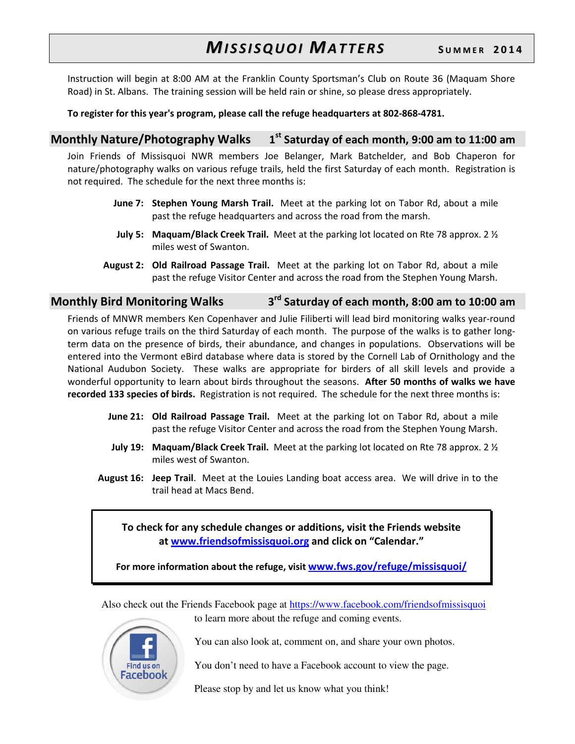Instruction will begin at 8:00 AM at the Franklin County Sportsman's Club on Route 36 (Maquam Shore Road) in St. Albans. The training session will be held rain or shine, so please dress appropriately.

**To register for this year's program, please call the refuge headquarters at 802-868-4781.**

## Monthly Nature/Photography Walks — 1st Saturday of each month, 9:00 am to 11:00 am

Join Friends of Missisquoi NWR members Joe Belanger, Mark Batchelder, and Bob Chaperon for nature/photography walks on various refuge trails, held the first Saturday of each month. Registration is not required. The schedule for the next three months is:

**June 7:** **Stephen Young Marsh Trail.** Meet at the parking lot on Tabor Rd, about a mile past the refuge headquarters and across the road from the marsh.

**July 5:** **Maquam/Black Creek Trail.** Meet at the parking lot located on Rte 78 approx. 2 ½ miles west of Swanton.

**August 2:** **Old Railroad Passage Trail.** Meet at the parking lot on Tabor Rd, about a mile past the refuge Visitor Center and across the road from the Stephen Young Marsh.

## Monthly Bird Monitoring Walks — 3rd Saturday of each month, 8:00 am to 10:00 am

Friends of MNWR members Ken Copenhaver and Julie Filiberti will lead bird monitoring walks year-round on various refuge trails on the third Saturday of each month. The purpose of the walks is to gather long-term data on the presence of birds, their abundance, and changes in populations. Observations will be entered into the Vermont eBird database where data is stored by the Cornell Lab of Ornithology and the National Audubon Society. These walks are appropriate for birders of all skill levels and provide a wonderful opportunity to learn about birds throughout the seasons. **After 50 months of walks we have recorded 133 species of birds.** Registration is not required. The schedule for the next three months is:

**June 21:** **Old Railroad Passage Trail.** Meet at the parking lot on Tabor Rd, about a mile past the refuge Visitor Center and across the road from the Stephen Young Marsh.

**July 19:** **Maquam/Black Creek Trail.** Meet at the parking lot located on Rte 78 approx. 2 ½ miles west of Swanton.

**August 16:** **Jeep Trail**. Meet at the Louies Landing boat access area. We will drive in to the trail head at Macs Bend.

**To check for any schedule changes or additions, visit the Friends website at www.friendsofmissisquoi.org and click on "Calendar."**

**For more information about the refuge, visit www.fws.gov/refuge/missisquoi/**

Also check out the Friends Facebook page at https://www.facebook.com/friendsofmissisquoi to learn more about the refuge and coming events.

Find us on Facebook

You can also look at, comment on, and share your own photos.

You don't need to have a Facebook account to view the page.

Please stop by and let us know what you think!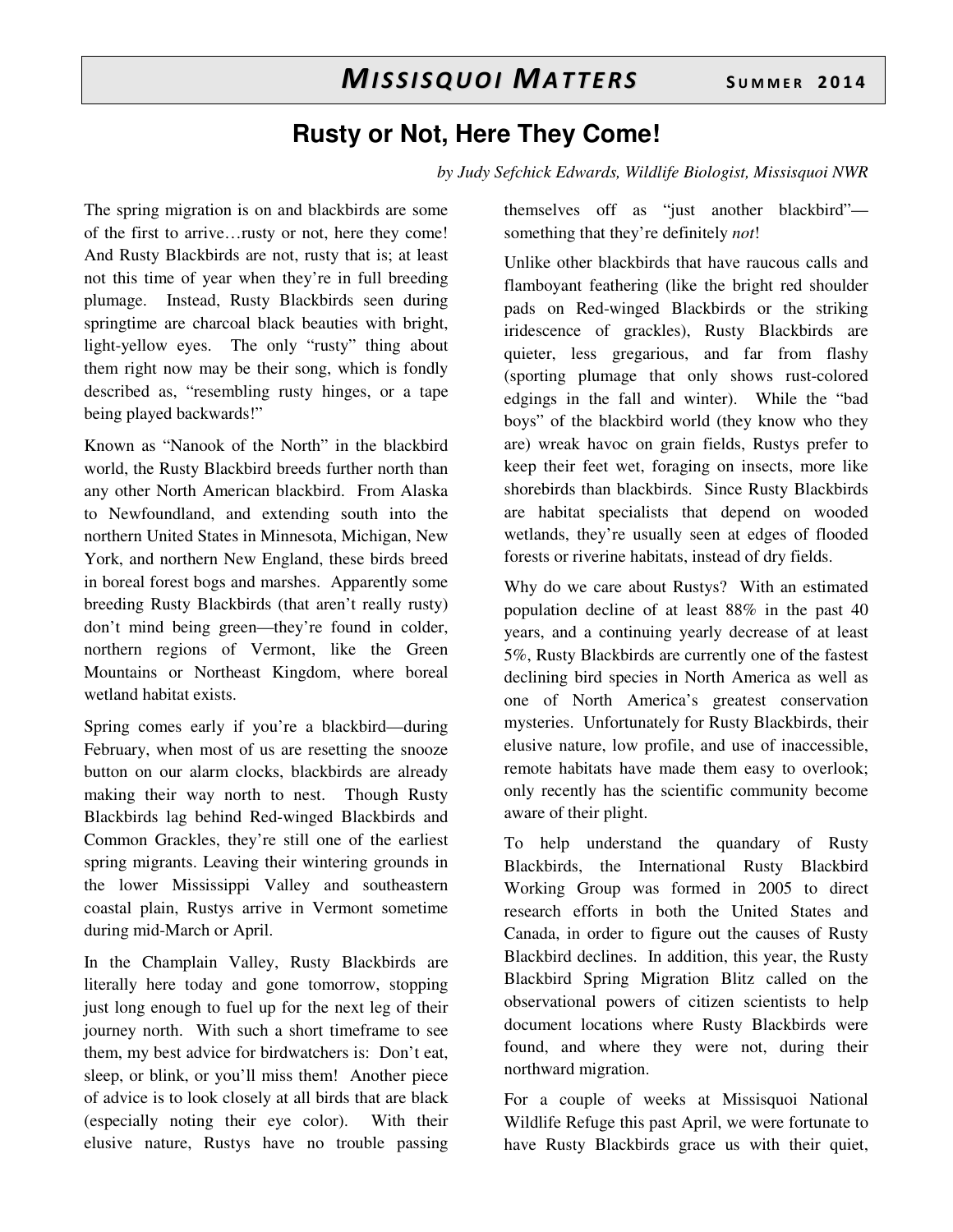# Rusty or Not, Here They Come!

*by Judy Sefchick Edwards, Wildlife Biologist, Missisquoi NWR*

The spring migration is on and blackbirds are some of the first to arrive…rusty or not, here they come! And Rusty Blackbirds are not, rusty that is; at least not this time of year when they're in full breeding plumage. Instead, Rusty Blackbirds seen during springtime are charcoal black beauties with bright, light-yellow eyes. The only "rusty" thing about them right now may be their song, which is fondly described as, "resembling rusty hinges, or a tape being played backwards!"

Known as "Nanook of the North" in the blackbird world, the Rusty Blackbird breeds further north than any other North American blackbird. From Alaska to Newfoundland, and extending south into the northern United States in Minnesota, Michigan, New York, and northern New England, these birds breed in boreal forest bogs and marshes. Apparently some breeding Rusty Blackbirds (that aren't really rusty) don't mind being green—they're found in colder, northern regions of Vermont, like the Green Mountains or Northeast Kingdom, where boreal wetland habitat exists.

Spring comes early if you're a blackbird—during February, when most of us are resetting the snooze button on our alarm clocks, blackbirds are already making their way north to nest. Though Rusty Blackbirds lag behind Red-winged Blackbirds and Common Grackles, they're still one of the earliest spring migrants. Leaving their wintering grounds in the lower Mississippi Valley and southeastern coastal plain, Rustys arrive in Vermont sometime during mid-March or April.

In the Champlain Valley, Rusty Blackbirds are literally here today and gone tomorrow, stopping just long enough to fuel up for the next leg of their journey north. With such a short timeframe to see them, my best advice for birdwatchers is: Don't eat, sleep, or blink, or you'll miss them! Another piece of advice is to look closely at all birds that are black (especially noting their eye color). With their elusive nature, Rustys have no trouble passing themselves off as "just another blackbird"—something that they're definitely *not*!

Unlike other blackbirds that have raucous calls and flamboyant feathering (like the bright red shoulder pads on Red-winged Blackbirds or the striking iridescence of grackles), Rusty Blackbirds are quieter, less gregarious, and far from flashy (sporting plumage that only shows rust-colored edgings in the fall and winter). While the "bad boys" of the blackbird world (they know who they are) wreak havoc on grain fields, Rustys prefer to keep their feet wet, foraging on insects, more like shorebirds than blackbirds. Since Rusty Blackbirds are habitat specialists that depend on wooded wetlands, they're usually seen at edges of flooded forests or riverine habitats, instead of dry fields.

Why do we care about Rustys? With an estimated population decline of at least 88% in the past 40 years, and a continuing yearly decrease of at least 5%, Rusty Blackbirds are currently one of the fastest declining bird species in North America as well as one of North America's greatest conservation mysteries. Unfortunately for Rusty Blackbirds, their elusive nature, low profile, and use of inaccessible, remote habitats have made them easy to overlook; only recently has the scientific community become aware of their plight.

To help understand the quandary of Rusty Blackbirds, the International Rusty Blackbird Working Group was formed in 2005 to direct research efforts in both the United States and Canada, in order to figure out the causes of Rusty Blackbird declines. In addition, this year, the Rusty Blackbird Spring Migration Blitz called on the observational powers of citizen scientists to help document locations where Rusty Blackbirds were found, and where they were not, during their northward migration.

For a couple of weeks at Missisquoi National Wildlife Refuge this past April, we were fortunate to have Rusty Blackbirds grace us with their quiet,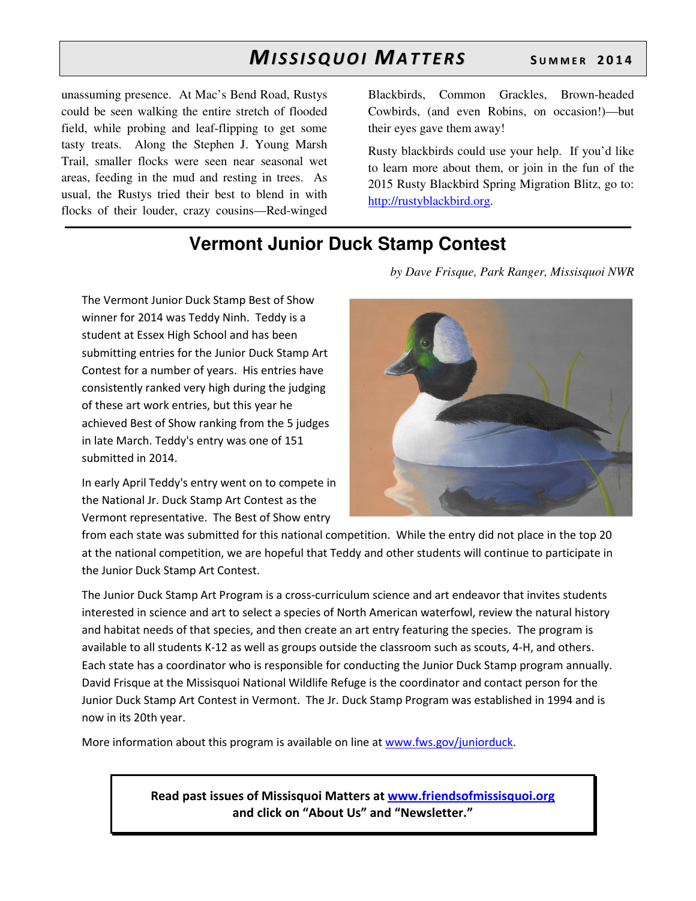unassuming presence. At Mac's Bend Road, Rustys could be seen walking the entire stretch of flooded field, while probing and leaf-flipping to get some tasty treats. Along the Stephen J. Young Marsh Trail, smaller flocks were seen near seasonal wet areas, feeding in the mud and resting in trees. As usual, the Rustys tried their best to blend in with flocks of their louder, crazy cousins—Red-winged Blackbirds, Common Grackles, Brown-headed Cowbirds, (and even Robins, on occasion!)—but their eyes gave them away!

Rusty blackbirds could use your help. If you'd like to learn more about them, or join in the fun of the 2015 Rusty Blackbird Spring Migration Blitz, go to: [http://rustyblackbird.org](http://rustyblackbird.org).

## Vermont Junior Duck Stamp Contest

*by Dave Frisque, Park Ranger, Missisquoi NWR*

The Vermont Junior Duck Stamp Best of Show winner for 2014 was Teddy Ninh. Teddy is a student at Essex High School and has been submitting entries for the Junior Duck Stamp Art Contest for a number of years. His entries have consistently ranked very high during the judging of these art work entries, but this year he achieved Best of Show ranking from the 5 judges in late March. Teddy's entry was one of 151 submitted in 2014.

In early April Teddy's entry went on to compete in the National Jr. Duck Stamp Art Contest as the Vermont representative. The Best of Show entry from each state was submitted for this national competition. While the entry did not place in the top 20 at the national competition, we are hopeful that Teddy and other students will continue to participate in the Junior Duck Stamp Art Contest.

The Junior Duck Stamp Art Program is a cross-curriculum science and art endeavor that invites students interested in science and art to select a species of North American waterfowl, review the natural history and habitat needs of that species, and then create an art entry featuring the species. The program is available to all students K-12 as well as groups outside the classroom such as scouts, 4-H, and others. Each state has a coordinator who is responsible for conducting the Junior Duck Stamp program annually. David Frisque at the Missisquoi National Wildlife Refuge is the coordinator and contact person for the Junior Duck Stamp Art Contest in Vermont. The Jr. Duck Stamp Program was established in 1994 and is now in its 20th year.

More information about this program is available on line at [www.fws.gov/juniorduck](www.fws.gov/juniorduck).

**Read past issues of Missisquoi Matters at [www.friendsofmissisquoi.org](www.friendsofmissisquoi.org) and click on "About Us" and "Newsletter."**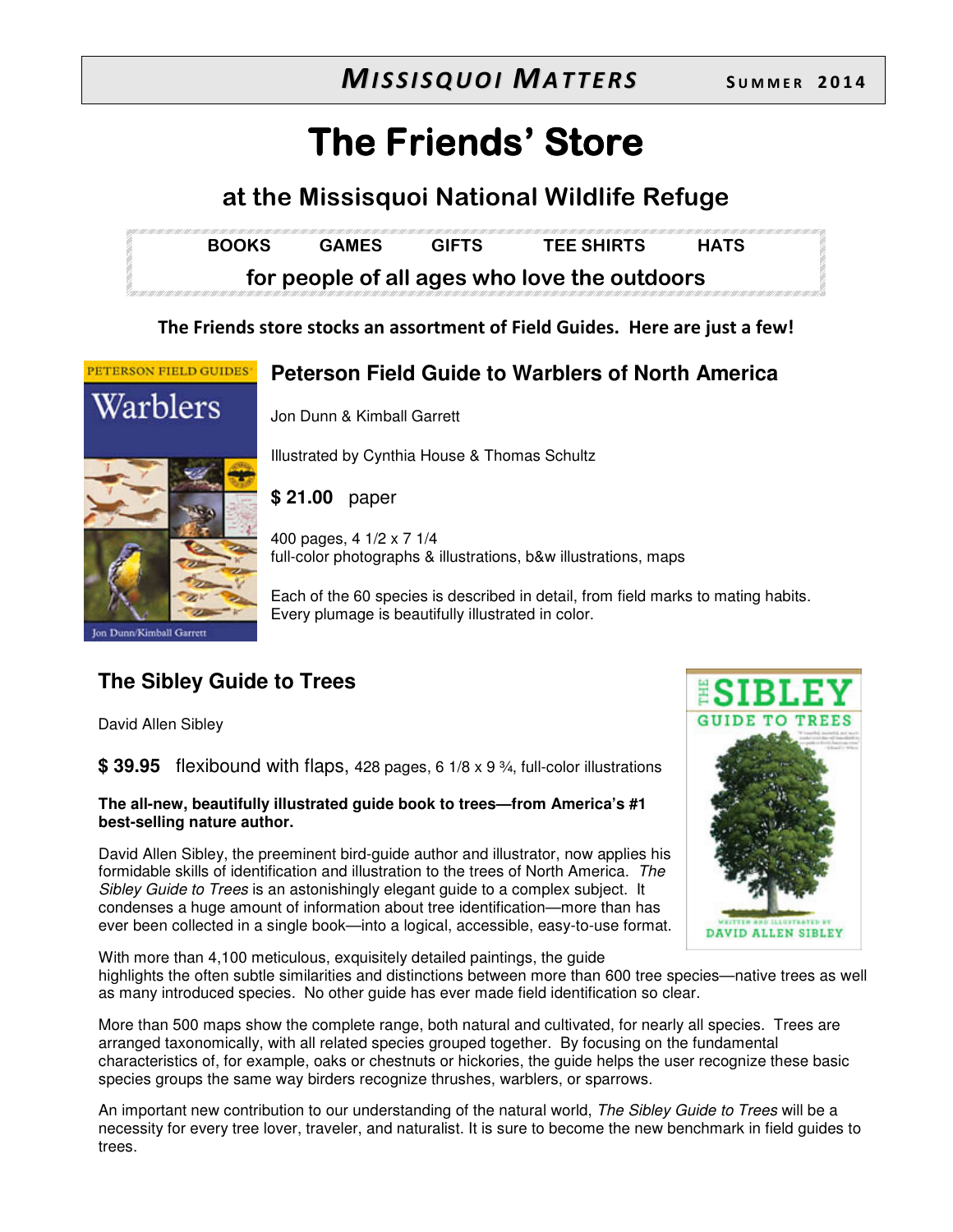# The Friends' Store

## at the Missisquoi National Wildlife Refuge

**BOOKS GAMES GIFTS TEE SHIRTS HATS**

**for people of all ages who love the outdoors**

**The Friends store stocks an assortment of Field Guides. Here are just a few!**

### Peterson Field Guide to Warblers of North America

Jon Dunn & Kimball Garrett

Illustrated by Cynthia House & Thomas Schultz

**$ 21.00** paper

400 pages, 4 1/2 x 7 1/4
full-color photographs & illustrations, b&w illustrations, maps

Each of the 60 species is described in detail, from field marks to mating habits. Every plumage is beautifully illustrated in color.

### The Sibley Guide to Trees

David Allen Sibley

**$ 39.95** flexibound with flaps, 428 pages, 6 1/8 x 9 ¾, full-color illustrations

**The all-new, beautifully illustrated guide book to trees—from America's #1 best-selling nature author.**

David Allen Sibley, the preeminent bird-guide author and illustrator, now applies his formidable skills of identification and illustration to the trees of North America. *The Sibley Guide to Trees* is an astonishingly elegant guide to a complex subject. It condenses a huge amount of information about tree identification—more than has ever been collected in a single book—into a logical, accessible, easy-to-use format.

With more than 4,100 meticulous, exquisitely detailed paintings, the guide highlights the often subtle similarities and distinctions between more than 600 tree species—native trees as well as many introduced species. No other guide has ever made field identification so clear.

More than 500 maps show the complete range, both natural and cultivated, for nearly all species. Trees are arranged taxonomically, with all related species grouped together. By focusing on the fundamental characteristics of, for example, oaks or chestnuts or hickories, the guide helps the user recognize these basic species groups the same way birders recognize thrushes, warblers, or sparrows.

An important new contribution to our understanding of the natural world, *The Sibley Guide to Trees* will be a necessity for every tree lover, traveler, and naturalist. It is sure to become the new benchmark in field guides to trees.